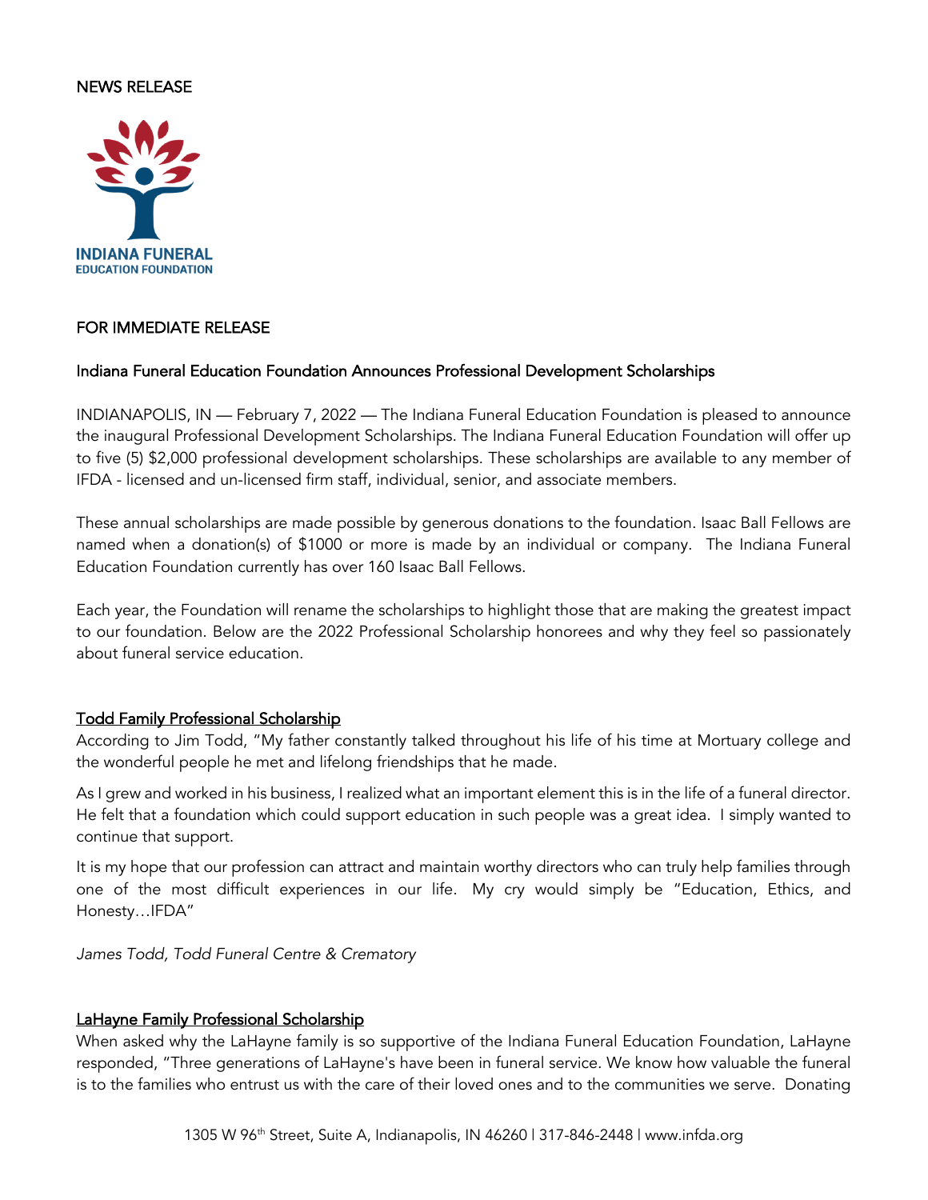NEWS RELEASE

INDIANA FUNERAL EDUCATION FOUNDATION

FOR IMMEDIATE RELEASE

## Indiana Funeral Education Foundation Announces Professional Development Scholarships

INDIANAPOLIS, IN — February 7, 2022 — The Indiana Funeral Education Foundation is pleased to announce the inaugural Professional Development Scholarships. The Indiana Funeral Education Foundation will offer up to five (5) $2,000 professional development scholarships. These scholarships are available to any member of IFDA - licensed and un-licensed firm staff, individual, senior, and associate members.

These annual scholarships are made possible by generous donations to the foundation. Isaac Ball Fellows are named when a donation(s) of $1000 or more is made by an individual or company. The Indiana Funeral Education Foundation currently has over 160 Isaac Ball Fellows.

Each year, the Foundation will rename the scholarships to highlight those that are making the greatest impact to our foundation. Below are the 2022 Professional Scholarship honorees and why they feel so passionately about funeral service education.

### Todd Family Professional Scholarship

According to Jim Todd, "My father constantly talked throughout his life of his time at Mortuary college and the wonderful people he met and lifelong friendships that he made.

As I grew and worked in his business, I realized what an important element this is in the life of a funeral director. He felt that a foundation which could support education in such people was a great idea. I simply wanted to continue that support.

It is my hope that our profession can attract and maintain worthy directors who can truly help families through one of the most difficult experiences in our life. My cry would simply be "Education, Ethics, and Honesty…IFDA"

*James Todd, Todd Funeral Centre & Crematory*

### LaHayne Family Professional Scholarship

When asked why the LaHayne family is so supportive of the Indiana Funeral Education Foundation, LaHayne responded, "Three generations of LaHayne's have been in funeral service. We know how valuable the funeral is to the families who entrust us with the care of their loved ones and to the communities we serve. Donating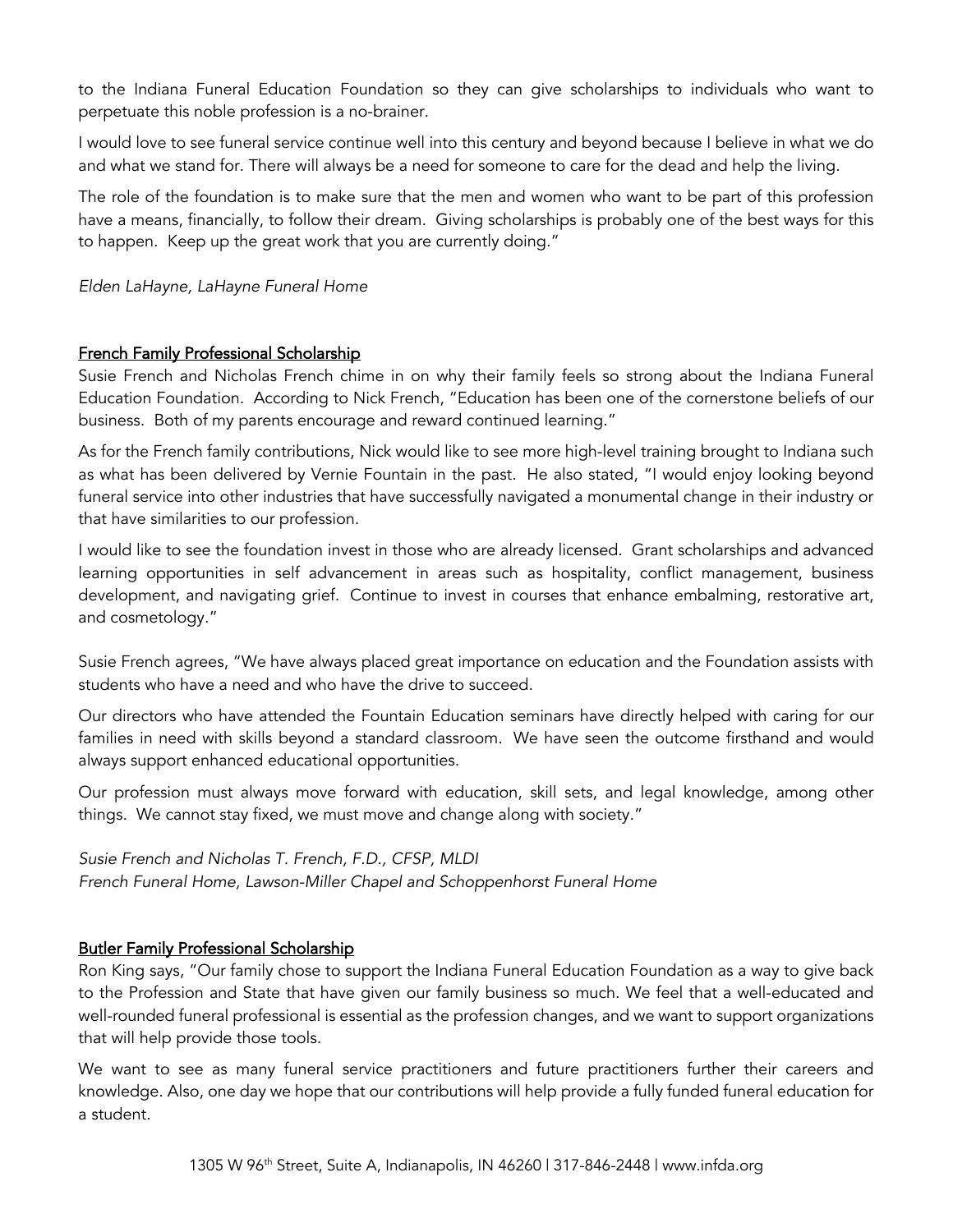to the Indiana Funeral Education Foundation so they can give scholarships to individuals who want to perpetuate this noble profession is a no-brainer.

I would love to see funeral service continue well into this century and beyond because I believe in what we do and what we stand for. There will always be a need for someone to care for the dead and help the living.

The role of the foundation is to make sure that the men and women who want to be part of this profession have a means, financially, to follow their dream. Giving scholarships is probably one of the best ways for this to happen. Keep up the great work that you are currently doing."

*Elden LaHayne, LaHayne Funeral Home*

## French Family Professional Scholarship

Susie French and Nicholas French chime in on why their family feels so strong about the Indiana Funeral Education Foundation. According to Nick French, "Education has been one of the cornerstone beliefs of our business. Both of my parents encourage and reward continued learning."

As for the French family contributions, Nick would like to see more high-level training brought to Indiana such as what has been delivered by Vernie Fountain in the past. He also stated, "I would enjoy looking beyond funeral service into other industries that have successfully navigated a monumental change in their industry or that have similarities to our profession.

I would like to see the foundation invest in those who are already licensed. Grant scholarships and advanced learning opportunities in self advancement in areas such as hospitality, conflict management, business development, and navigating grief. Continue to invest in courses that enhance embalming, restorative art, and cosmetology."

Susie French agrees, "We have always placed great importance on education and the Foundation assists with students who have a need and who have the drive to succeed.

Our directors who have attended the Fountain Education seminars have directly helped with caring for our families in need with skills beyond a standard classroom. We have seen the outcome firsthand and would always support enhanced educational opportunities.

Our profession must always move forward with education, skill sets, and legal knowledge, among other things. We cannot stay fixed, we must move and change along with society."

*Susie French and Nicholas T. French, F.D., CFSP, MLDI*
*French Funeral Home, Lawson-Miller Chapel and Schoppenhorst Funeral Home*

## Butler Family Professional Scholarship

Ron King says, "Our family chose to support the Indiana Funeral Education Foundation as a way to give back to the Profession and State that have given our family business so much. We feel that a well-educated and well-rounded funeral professional is essential as the profession changes, and we want to support organizations that will help provide those tools.

We want to see as many funeral service practitioners and future practitioners further their careers and knowledge. Also, one day we hope that our contributions will help provide a fully funded funeral education for a student.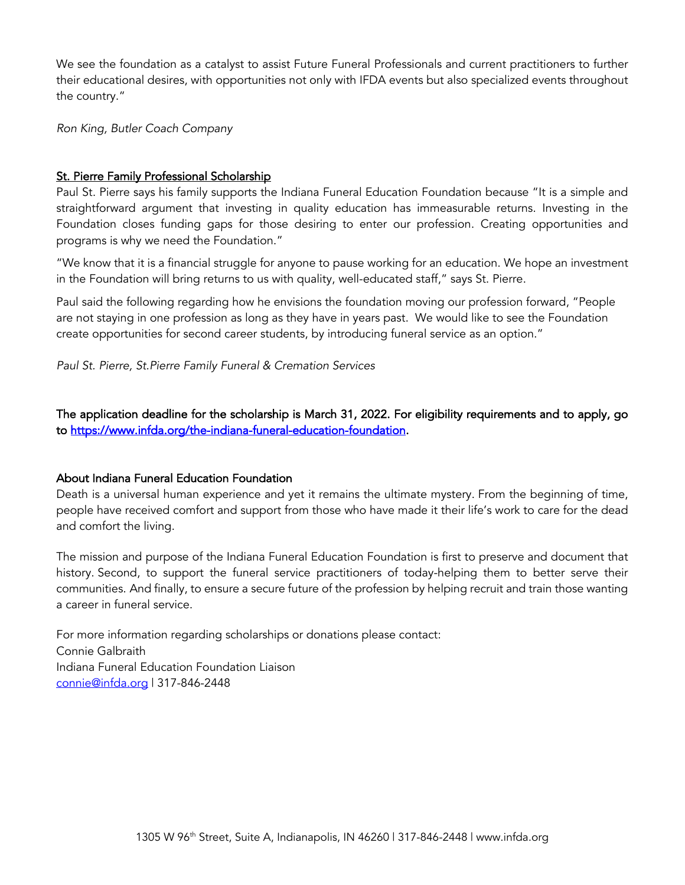We see the foundation as a catalyst to assist Future Funeral Professionals and current practitioners to further their educational desires, with opportunities not only with IFDA events but also specialized events throughout the country."

*Ron King, Butler Coach Company*

## St. Pierre Family Professional Scholarship

Paul St. Pierre says his family supports the Indiana Funeral Education Foundation because "It is a simple and straightforward argument that investing in quality education has immeasurable returns. Investing in the Foundation closes funding gaps for those desiring to enter our profession. Creating opportunities and programs is why we need the Foundation."

"We know that it is a financial struggle for anyone to pause working for an education. We hope an investment in the Foundation will bring returns to us with quality, well-educated staff," says St. Pierre.

Paul said the following regarding how he envisions the foundation moving our profession forward, "People are not staying in one profession as long as they have in years past. We would like to see the Foundation create opportunities for second career students, by introducing funeral service as an option."

*Paul St. Pierre, St.Pierre Family Funeral & Cremation Services*

The application deadline for the scholarship is March 31, 2022. For eligibility requirements and to apply, go to https://www.infda.org/the-indiana-funeral-education-foundation.

## About Indiana Funeral Education Foundation

Death is a universal human experience and yet it remains the ultimate mystery. From the beginning of time, people have received comfort and support from those who have made it their life's work to care for the dead and comfort the living.

The mission and purpose of the Indiana Funeral Education Foundation is first to preserve and document that history. Second, to support the funeral service practitioners of today-helping them to better serve their communities. And finally, to ensure a secure future of the profession by helping recruit and train those wanting a career in funeral service.

For more information regarding scholarships or donations please contact:
Connie Galbraith
Indiana Funeral Education Foundation Liaison
connie@infda.org | 317-846-2448